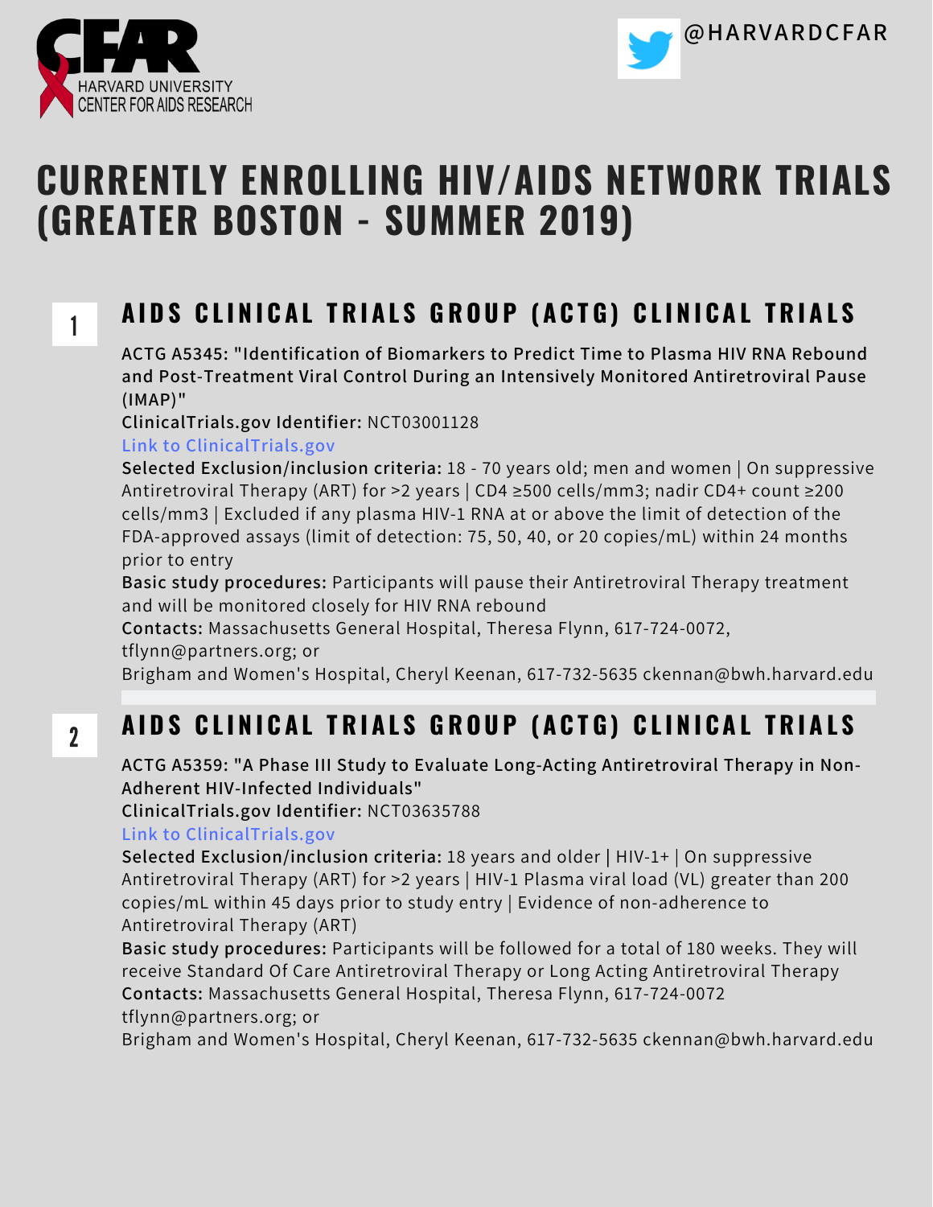CFAR
HARVARD UNIVERSITY
CENTER FOR AIDS RESEARCH

@HARVARDCFAR

# CURRENTLY ENROLLING HIV/AIDS NETWORK TRIALS (GREATER BOSTON - SUMMER 2019)

## 1 AIDS CLINICAL TRIALS GROUP (ACTG) CLINICAL TRIALS

**ACTG A5345: "Identification of Biomarkers to Predict Time to Plasma HIV RNA Rebound and Post-Treatment Viral Control During an Intensively Monitored Antiretroviral Pause (IMAP)"**

**ClinicalTrials.gov Identifier:** NCT03001128

Link to ClinicalTrials.gov

**Selected Exclusion/inclusion criteria:** 18 - 70 years old; men and women | On suppressive Antiretroviral Therapy (ART) for >2 years | CD4 ≥500 cells/mm3; nadir CD4+ count ≥200 cells/mm3 | Excluded if any plasma HIV-1 RNA at or above the limit of detection of the FDA-approved assays (limit of detection: 75, 50, 40, or 20 copies/mL) within 24 months prior to entry

**Basic study procedures:** Participants will pause their Antiretroviral Therapy treatment and will be monitored closely for HIV RNA rebound

**Contacts:** Massachusetts General Hospital, Theresa Flynn, 617-724-0072, tflynn@partners.org; or

Brigham and Women's Hospital, Cheryl Keenan, 617-732-5635 ckennan@bwh.harvard.edu

## 2 AIDS CLINICAL TRIALS GROUP (ACTG) CLINICAL TRIALS

**ACTG A5359: "A Phase III Study to Evaluate Long-Acting Antiretroviral Therapy in Non-Adherent HIV-Infected Individuals"**

**ClinicalTrials.gov Identifier:** NCT03635788

Link to ClinicalTrials.gov

**Selected Exclusion/inclusion criteria:** 18 years and older | HIV-1+ | On suppressive Antiretroviral Therapy (ART) for >2 years | HIV-1 Plasma viral load (VL) greater than 200 copies/mL within 45 days prior to study entry | Evidence of non-adherence to Antiretroviral Therapy (ART)

**Basic study procedures:** Participants will be followed for a total of 180 weeks. They will receive Standard Of Care Antiretroviral Therapy or Long Acting Antiretroviral Therapy

**Contacts:** Massachusetts General Hospital, Theresa Flynn, 617-724-0072 tflynn@partners.org; or

Brigham and Women's Hospital, Cheryl Keenan, 617-732-5635 ckennan@bwh.harvard.edu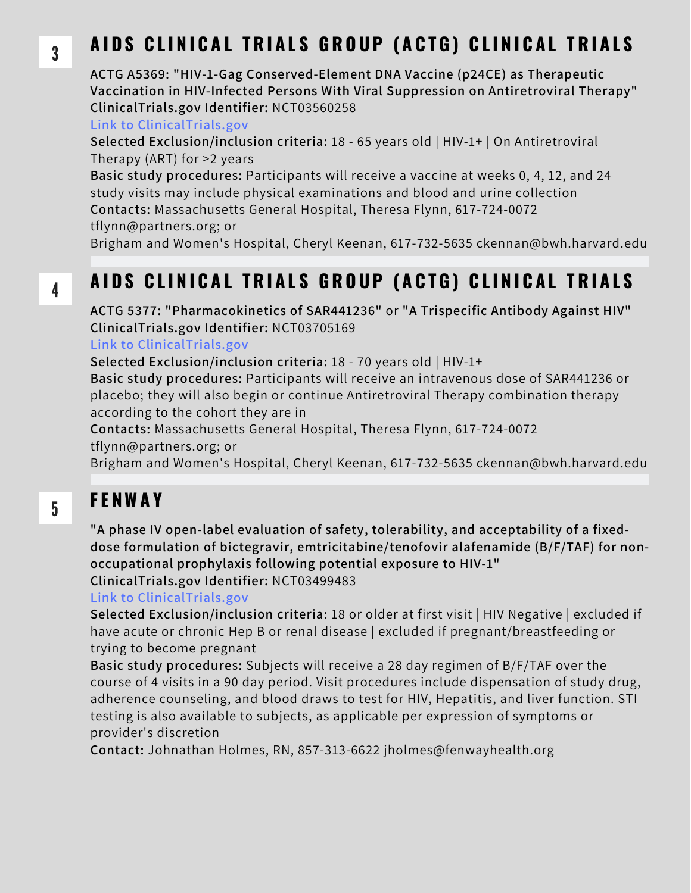## 3 AIDS CLINICAL TRIALS GROUP (ACTG) CLINICAL TRIALS

**ACTG A5369: "HIV-1-Gag Conserved-Element DNA Vaccine (p24CE) as Therapeutic Vaccination in HIV-Infected Persons With Viral Suppression on Antiretroviral Therapy"**
**ClinicalTrials.gov Identifier:** NCT03560258
Link to ClinicalTrials.gov
**Selected Exclusion/inclusion criteria:** 18 - 65 years old | HIV-1+ | On Antiretroviral Therapy (ART) for >2 years
**Basic study procedures:** Participants will receive a vaccine at weeks 0, 4, 12, and 24 study visits may include physical examinations and blood and urine collection
**Contacts:** Massachusetts General Hospital, Theresa Flynn, 617-724-0072 tflynn@partners.org; or
Brigham and Women's Hospital, Cheryl Keenan, 617-732-5635 ckennan@bwh.harvard.edu

## 4 AIDS CLINICAL TRIALS GROUP (ACTG) CLINICAL TRIALS

**ACTG 5377: "Pharmacokinetics of SAR441236"** or **"A Trispecific Antibody Against HIV"**
**ClinicalTrials.gov Identifier:** NCT03705169
Link to ClinicalTrials.gov
**Selected Exclusion/inclusion criteria:** 18 - 70 years old | HIV-1+
**Basic study procedures:** Participants will receive an intravenous dose of SAR441236 or placebo; they will also begin or continue Antiretroviral Therapy combination therapy according to the cohort they are in
**Contacts:** Massachusetts General Hospital, Theresa Flynn, 617-724-0072 tflynn@partners.org; or
Brigham and Women's Hospital, Cheryl Keenan, 617-732-5635 ckennan@bwh.harvard.edu

## 5 FENWAY

**"A phase IV open-label evaluation of safety, tolerability, and acceptability of a fixed-dose formulation of bictegravir, emtricitabine/tenofovir alafenamide (B/F/TAF) for non-occupational prophylaxis following potential exposure to HIV-1"**
**ClinicalTrials.gov Identifier:** NCT03499483
Link to ClinicalTrials.gov
**Selected Exclusion/inclusion criteria:** 18 or older at first visit | HIV Negative | excluded if have acute or chronic Hep B or renal disease | excluded if pregnant/breastfeeding or trying to become pregnant
**Basic study procedures:** Subjects will receive a 28 day regimen of B/F/TAF over the course of 4 visits in a 90 day period. Visit procedures include dispensation of study drug, adherence counseling, and blood draws to test for HIV, Hepatitis, and liver function. STI testing is also available to subjects, as applicable per expression of symptoms or provider's discretion
**Contact:** Johnathan Holmes, RN, 857-313-6622 jholmes@fenwayhealth.org